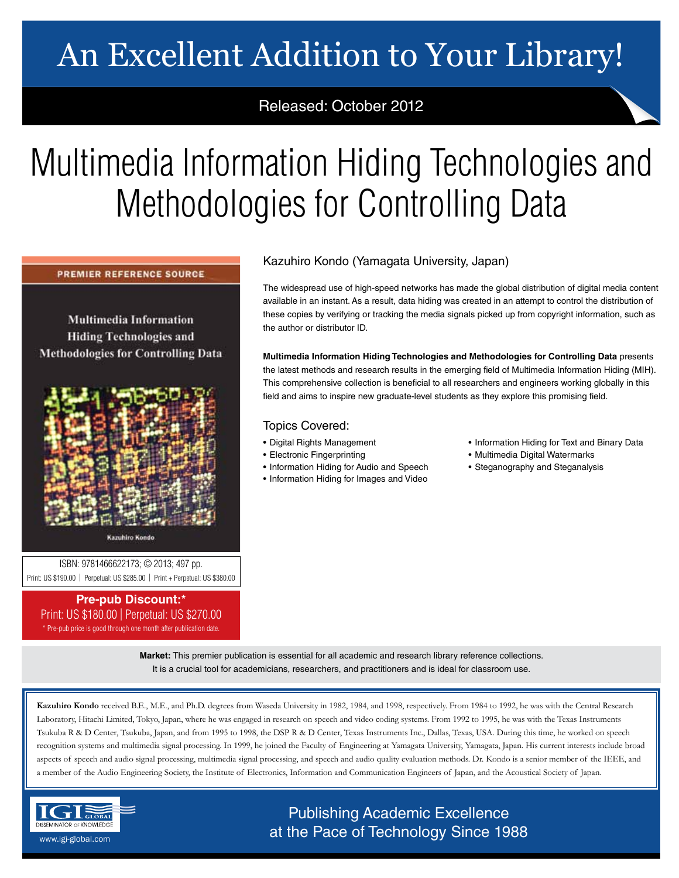# An Excellent Addition to Your Library!

Released: October 2012

# Multimedia Information Hiding Technologies and Methodologies for Controlling Data

PREMIER REFERENCE SOURCE

Multimedia Information Hiding Technologies and Methodologies for Controlling Data

Kazuhiro Kondo

ISBN: 9781466622173; © 2013; 497 pp.

Print: US $190.00 | Perpetual: US $285.00 | Print + Perpetual: US $380.00

**Pre-pub Discount:***

Print: US $180.00 | Perpetual: US $270.00

* Pre-pub price is good through one month after publication date.

Kazuhiro Kondo (Yamagata University, Japan)

The widespread use of high-speed networks has made the global distribution of digital media content available in an instant. As a result, data hiding was created in an attempt to control the distribution of these copies by verifying or tracking the media signals picked up from copyright information, such as the author or distributor ID.

**Multimedia Information Hiding Technologies and Methodologies for Controlling Data** presents the latest methods and research results in the emerging field of Multimedia Information Hiding (MIH). This comprehensive collection is beneficial to all researchers and engineers working globally in this field and aims to inspire new graduate-level students as they explore this promising field.

## Topics Covered:

- Digital Rights Management
- Electronic Fingerprinting
- Information Hiding for Audio and Speech
- Information Hiding for Images and Video
- Information Hiding for Text and Binary Data
- Multimedia Digital Watermarks
- Steganography and Steganalysis

**Market:** This premier publication is essential for all academic and research library reference collections. It is a crucial tool for academicians, researchers, and practitioners and is ideal for classroom use.

**Kazuhiro Kondo** received B.E., M.E., and Ph.D. degrees from Waseda University in 1982, 1984, and 1998, respectively. From 1984 to 1992, he was with the Central Research Laboratory, Hitachi Limited, Tokyo, Japan, where he was engaged in research on speech and video coding systems. From 1992 to 1995, he was with the Texas Instruments Tsukuba R & D Center, Tsukuba, Japan, and from 1995 to 1998, the DSP R & D Center, Texas Instruments Inc., Dallas, Texas, USA. During this time, he worked on speech recognition systems and multimedia signal processing. In 1999, he joined the Faculty of Engineering at Yamagata University, Yamagata, Japan. His current interests include broad aspects of speech and audio signal processing, multimedia signal processing, and speech and audio quality evaluation methods. Dr. Kondo is a senior member of the IEEE, and a member of the Audio Engineering Society, the Institute of Electronics, Information and Communication Engineers of Japan, and the Acoustical Society of Japan.

IGI GLOBAL
DISSEMINATOR OF KNOWLEDGE
www.igi-global.com

Publishing Academic Excellence at the Pace of Technology Since 1988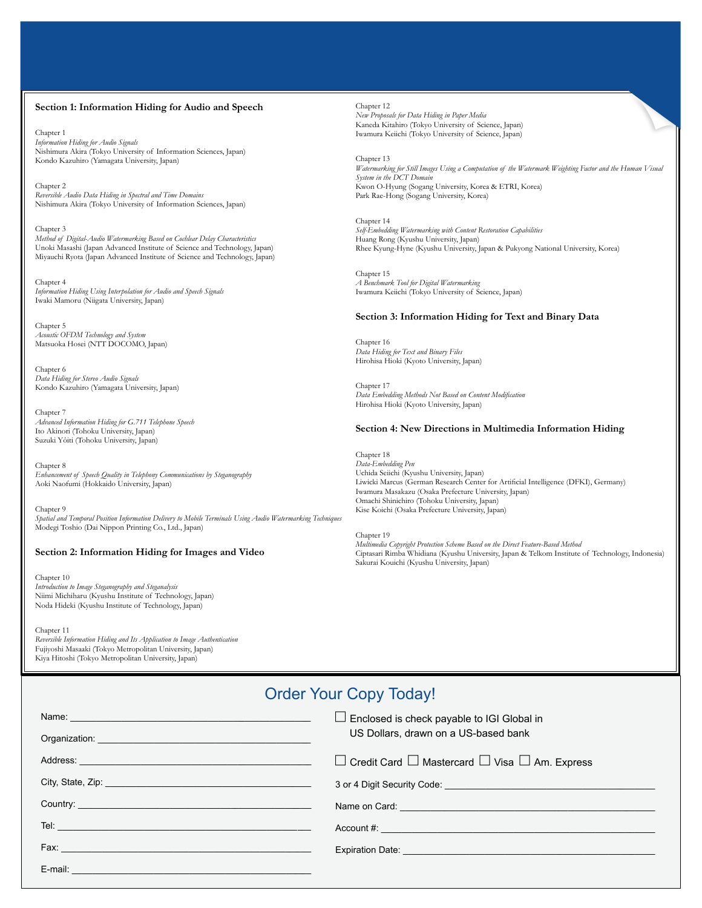## Section 1: Information Hiding for Audio and Speech

Chapter 1
*Information Hiding for Audio Signals*
Nishimura Akira (Tokyo University of Information Sciences, Japan)
Kondo Kazuhiro (Yamagata University, Japan)

Chapter 2
*Reversible Audio Data Hiding in Spectral and Time Domains*
Nishimura Akira (Tokyo University of Information Sciences, Japan)

Chapter 3
*Method of Digital-Audio Watermarking Based on Cochlear Delay Characteristics*
Unoki Masashi (Japan Advanced Institute of Science and Technology, Japan)
Miyauchi Ryota (Japan Advanced Institute of Science and Technology, Japan)

Chapter 4
*Information Hiding Using Interpolation for Audio and Speech Signals*
Iwaki Mamoru (Niigata University, Japan)

Chapter 5
*Acoustic OFDM Technology and System*
Matsuoka Hosei (NTT DOCOMO, Japan)

Chapter 6
*Data Hiding for Stereo Audio Signals*
Kondo Kazuhiro (Yamagata University, Japan)

Chapter 7
*Advanced Information Hiding for G.711 Telephone Speech*
Ito Akinori (Tohoku University, Japan)
Suzuki Yôiti (Tohoku University, Japan)

Chapter 8
*Enhancement of Speech Quality in Telephony Communications by Steganography*
Aoki Naofumi (Hokkaido University, Japan)

Chapter 9
*Spatial and Temporal Position Information Delivery to Mobile Terminals Using Audio Watermarking Techniques*
Modegi Toshio (Dai Nippon Printing Co., Ltd., Japan)

## Section 2: Information Hiding for Images and Video

Chapter 10
*Introduction to Image Steganography and Steganalysis*
Niimi Michiharu (Kyushu Institute of Technology, Japan)
Noda Hideki (Kyushu Institute of Technology, Japan)

Chapter 11
*Reversible Information Hiding and Its Application to Image Authentication*
Fujiyoshi Masaaki (Tokyo Metropolitan University, Japan)
Kiya Hitoshi (Tokyo Metropolitan University, Japan)

Chapter 12
*New Proposals for Data Hiding in Paper Media*
Kaneda Kitahiro (Tokyo University of Science, Japan)
Iwamura Keiichi (Tokyo University of Science, Japan)

Chapter 13
*Watermarking for Still Images Using a Computation of the Watermark Weighting Factor and the Human Visual System in the DCT Domain*
Kwon O-Hyung (Sogang University, Korea & ETRI, Korea)
Park Rae-Hong (Sogang University, Korea)

Chapter 14
*Self-Embedding Watermarking with Content Restoration Capabilities*
Huang Rong (Kyushu University, Japan)
Rhee Kyung-Hyne (Kyushu University, Japan & Pukyong National University, Korea)

Chapter 15
*A Benchmark Tool for Digital Watermarking*
Iwamura Keiichi (Tokyo University of Science, Japan)

## Section 3: Information Hiding for Text and Binary Data

Chapter 16
*Data Hiding for Text and Binary Files*
Hirohisa Hioki (Kyoto University, Japan)

Chapter 17
*Data Embedding Methods Not Based on Content Modification*
Hirohisa Hioki (Kyoto University, Japan)

## Section 4: New Directions in Multimedia Information Hiding

Chapter 18
*Data-Embedding Pen*
Uchida Seiichi (Kyushu University, Japan)
Liwicki Marcus (German Research Center for Artificial Intelligence (DFKI), Germany)
Iwamura Masakazu (Osaka Prefecture University, Japan)
Omachi Shinichiro (Tohoku University, Japan)
Kise Koichi (Osaka Prefecture University, Japan)

Chapter 19
*Multimedia Copyright Protection Scheme Based on the Direct Feature-Based Method*
Ciptasari Rimba Whidiana (Kyushu University, Japan & Telkom Institute of Technology, Indonesia)
Sakurai Kouichi (Kyushu University, Japan)

## Order Your Copy Today!

Name: ______________________________

Organization: ______________________________

Address: ______________________________

City, State, Zip: ______________________________

Country: ______________________________

Tel: ______________________________

Fax: ______________________________

E-mail: ______________________________

☐ Enclosed is check payable to IGI Global in US Dollars, drawn on a US-based bank

☐ Credit Card ☐ Mastercard ☐ Visa ☐ Am. Express

3 or 4 Digit Security Code: ______________________________

Name on Card: ______________________________

Account #: ______________________________

Expiration Date: ______________________________